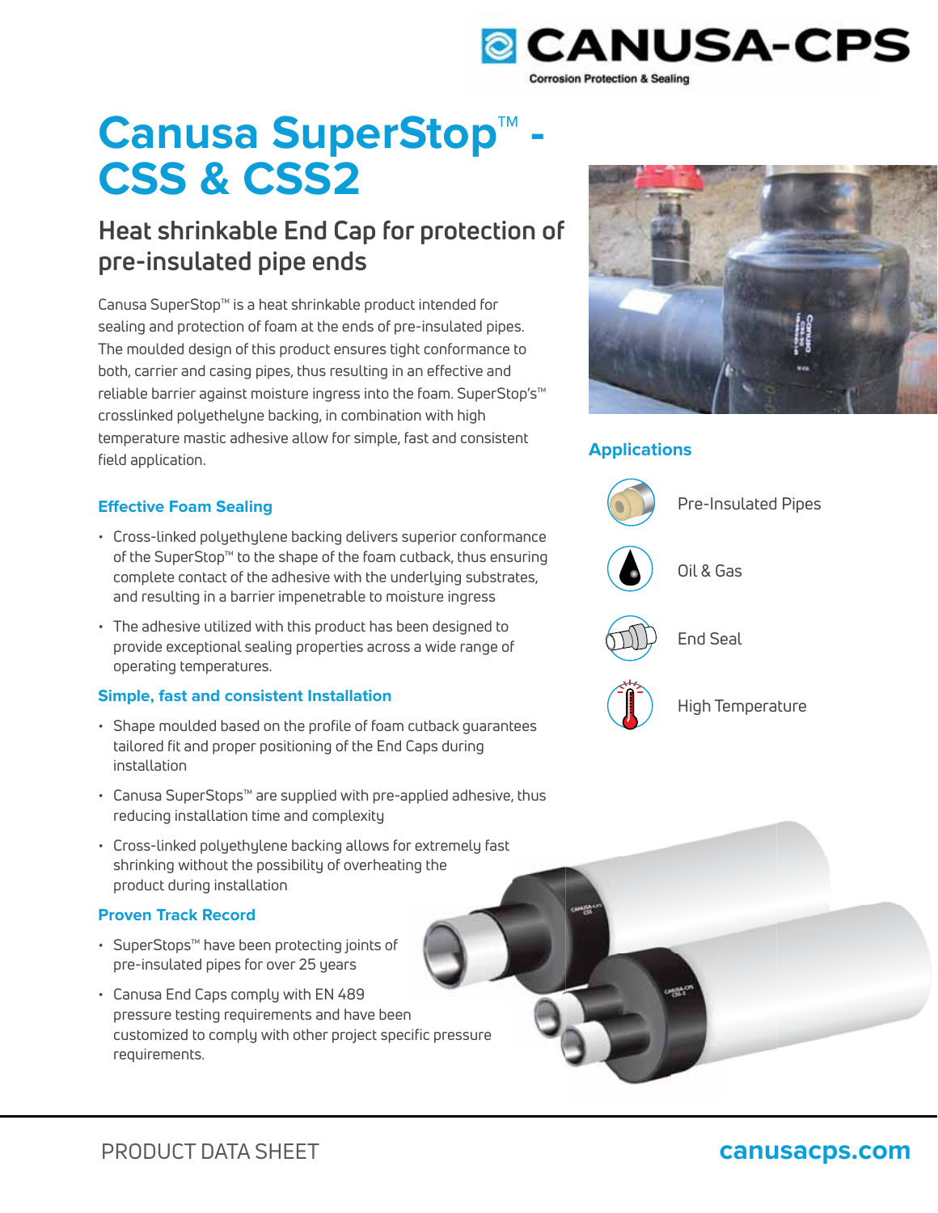# Canusa SuperStop™ - CSS & CSS2

## Heat shrinkable End Cap for protection of pre-insulated pipe ends

Canusa SuperStop™ is a heat shrinkable product intended for sealing and protection of foam at the ends of pre-insulated pipes. The moulded design of this product ensures tight conformance to both, carrier and casing pipes, thus resulting in an effective and reliable barrier against moisture ingress into the foam. SuperStop's™ crosslinked polyethelyne backing, in combination with high temperature mastic adhesive allow for simple, fast and consistent field application.

### Effective Foam Sealing

- Cross-linked polyethylene backing delivers superior conformance of the SuperStop™ to the shape of the foam cutback, thus ensuring complete contact of the adhesive with the underlying substrates, and resulting in a barrier impenetrable to moisture ingress
- The adhesive utilized with this product has been designed to provide exceptional sealing properties across a wide range of operating temperatures.

### Simple, fast and consistent Installation

- Shape moulded based on the profile of foam cutback guarantees tailored fit and proper positioning of the End Caps during installation
- Canusa SuperStops™ are supplied with pre-applied adhesive, thus reducing installation time and complexity
- Cross-linked polyethylene backing allows for extremely fast shrinking without the possibility of overheating the product during installation

### Proven Track Record

- SuperStops™ have been protecting joints of pre-insulated pipes for over 25 years
- Canusa End Caps comply with EN 489 pressure testing requirements and have been customized to comply with other project specific pressure requirements.

### Applications

- Pre-Insulated Pipes
- Oil & Gas
- End Seal
- High Temperature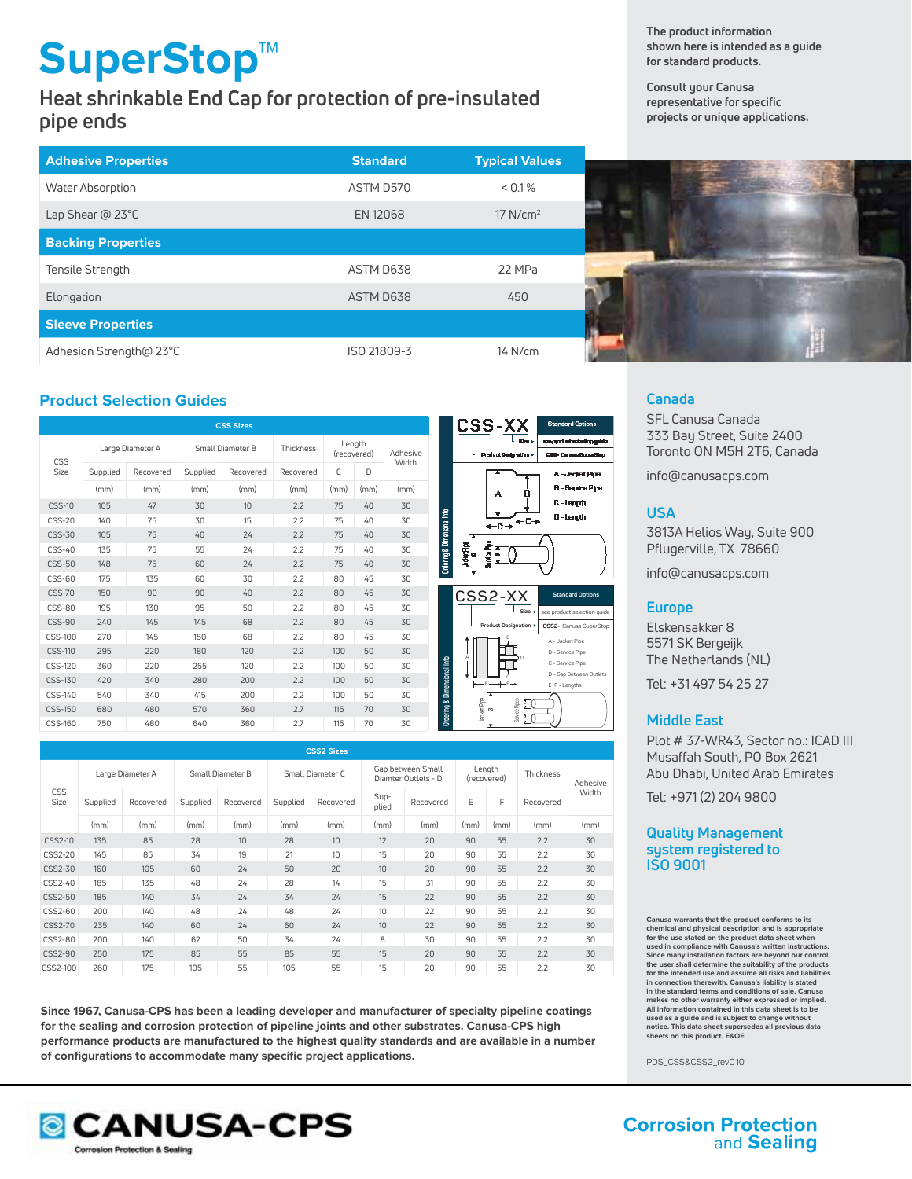# SuperStop™

## Heat shrinkable End Cap for protection of pre-insulated pipe ends

The product information shown here is intended as a guide for standard products.

Consult your Canusa representative for specific projects or unique applications.

| Adhesive Properties | Standard | Typical Values |
|---|---|---|
| Water Absorption | ASTM D570 | < 0.1 % |
| Lap Shear @ 23°C | EN 12068 | 17 N/cm$^2$ |
| **Backing Properties** | | |
| Tensile Strength | ASTM D638 | 22 MPa |
| Elongation | ASTM D638 | 450 |
| **Sleeve Properties** | | |
| Adhesion Strength@ 23°C | ISO 21809-3 | 14 N/cm |

## Product Selection Guides

**CSS Sizes**

| CSS Size | Large Diameter A | | Small Diameter B | | Thickness | Length (recovered) | | Adhesive Width |
|---|---|---|---|---|---|---|---|---|
| | Supplied | Recovered | Supplied | Recovered | Recovered | C | D | |
| | (mm) | (mm) | (mm) | (mm) | (mm) | (mm) | (mm) | (mm) |
| CSS-10 | 105 | 47 | 30 | 10 | 2.2 | 75 | 40 | 30 |
| CSS-20 | 140 | 75 | 30 | 15 | 2.2 | 75 | 40 | 30 |
| CSS-30 | 105 | 75 | 40 | 24 | 2.2 | 75 | 40 | 30 |
| CSS-40 | 135 | 75 | 55 | 24 | 2.2 | 75 | 40 | 30 |
| CSS-50 | 148 | 75 | 60 | 24 | 2.2 | 75 | 40 | 30 |
| CSS-60 | 175 | 135 | 60 | 30 | 2.2 | 80 | 45 | 30 |
| CSS-70 | 150 | 90 | 90 | 40 | 2.2 | 80 | 45 | 30 |
| CSS-80 | 195 | 130 | 95 | 50 | 2.2 | 80 | 45 | 30 |
| CSS-90 | 240 | 145 | 145 | 68 | 2.2 | 80 | 45 | 30 |
| CSS-100 | 270 | 145 | 150 | 68 | 2.2 | 80 | 45 | 30 |
| CSS-110 | 295 | 220 | 180 | 120 | 2.2 | 100 | 50 | 30 |
| CSS-120 | 360 | 220 | 255 | 120 | 2.2 | 100 | 50 | 30 |
| CSS-130 | 420 | 340 | 280 | 200 | 2.2 | 100 | 50 | 30 |
| CSS-140 | 540 | 340 | 415 | 200 | 2.2 | 100 | 50 | 30 |
| CSS-150 | 680 | 480 | 570 | 360 | 2.7 | 115 | 70 | 30 |
| CSS-160 | 750 | 480 | 640 | 360 | 2.7 | 115 | 70 | 30 |

CSS-XX
Size ▸ see product selection guide
Product Designation ▸ CSS- Canusa SuperStop

Ordering & Dimensional Info

A – Jacket Pipe
B – Service Pipe
C – Length
D – Length

CSS2-XX
Size ▸ see product selection guide
Product Designation ▸ CSS2- Canusa SuperStop

Ordering & Dimensional Info

A - Jacket Pipe
B - Service Pipe
C - Service Pipe
D - Gap Between Outlets
E+F - Lengths

**CSS2 Sizes**

| CSS Size | Large Diameter A | | Small Diameter B | | Small Diameter C | | Gap between Small Diamter Outlets - D | | Length (recovered) | | Thickness | Adhesive Width |
|---|---|---|---|---|---|---|---|---|---|---|---|---|
| | Supplied | Recovered | Supplied | Recovered | Supplied | Recovered | Sup-plied | Recovered | E | F | Recovered | |
| | (mm) | (mm) | (mm) | (mm) | (mm) | (mm) | (mm) | (mm) | (mm) | (mm) | (mm) | (mm) |
| CSS2-10 | 135 | 85 | 28 | 10 | 28 | 10 | 12 | 20 | 90 | 55 | 2.2 | 30 |
| CSS2-20 | 145 | 85 | 34 | 19 | 21 | 10 | 15 | 20 | 90 | 55 | 2.2 | 30 |
| CSS2-30 | 160 | 105 | 60 | 24 | 50 | 20 | 10 | 20 | 90 | 55 | 2.2 | 30 |
| CSS2-40 | 185 | 135 | 48 | 24 | 28 | 14 | 15 | 31 | 90 | 55 | 2.2 | 30 |
| CSS2-50 | 185 | 140 | 34 | 24 | 34 | 24 | 15 | 22 | 90 | 55 | 2.2 | 30 |
| CSS2-60 | 200 | 140 | 48 | 24 | 48 | 24 | 10 | 22 | 90 | 55 | 2.2 | 30 |
| CSS2-70 | 235 | 140 | 60 | 24 | 60 | 24 | 10 | 22 | 90 | 55 | 2.2 | 30 |
| CSS2-80 | 200 | 140 | 62 | 50 | 34 | 24 | 8 | 30 | 90 | 55 | 2.2 | 30 |
| CSS2-90 | 250 | 175 | 85 | 55 | 85 | 55 | 15 | 20 | 90 | 55 | 2.2 | 30 |
| CSS2-100 | 260 | 175 | 105 | 55 | 105 | 55 | 15 | 20 | 90 | 55 | 2.2 | 30 |

**Since 1967, Canusa-CPS has been a leading developer and manufacturer of specialty pipeline coatings for the sealing and corrosion protection of pipeline joints and other substrates. Canusa-CPS high performance products are manufactured to the highest quality standards and are available in a number of configurations to accommodate many specific project applications.**

## Canada

SFL Canusa Canada
333 Bay Street, Suite 2400
Toronto ON M5H 2T6, Canada

info@canusacps.com

## USA

3813A Helios Way, Suite 900
Pflugerville, TX 78660

info@canusacps.com

## Europe

Elskensakker 8
5571 SK Bergeijk
The Netherlands (NL)

Tel: +31 497 54 25 27

## Middle East

Plot # 37-WR43, Sector no.: ICAD III
Musaffah South, PO Box 2621
Abu Dhabi, United Arab Emirates

Tel: +971 (2) 204 9800

## Quality Management system registered to ISO 9001

**Canusa warrants that the product conforms to its chemical and physical description and is appropriate for the use stated on the product data sheet when used in compliance with Canusa's written instructions. Since many installation factors are beyond our control, the user shall determine the suitability of the products for the intended use and assume all risks and liabilities in connection therewith. Canusa's liability is stated in the standard terms and conditions of sale. Canusa makes no other warranty either expressed or implied. All information contained in this data sheet is to be used as a guide and is subject to change without notice. This data sheet supersedes all previous data sheets on this product. E&OE**

PDS_CSS&CSS2_rev010

CANUSA-CPS
Corrosion Protection & Sealing

**Corrosion Protection and Sealing**